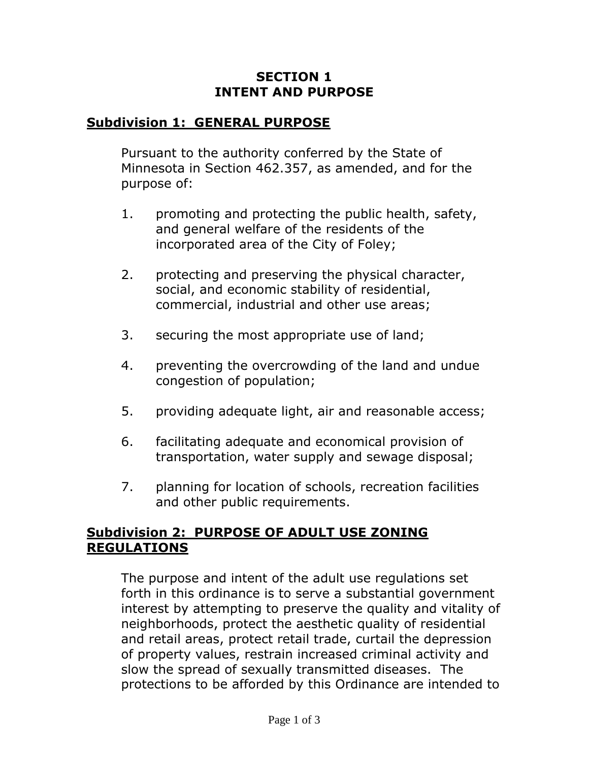# SECTION 1
# INTENT AND PURPOSE

## Subdivision 1: GENERAL PURPOSE

Pursuant to the authority conferred by the State of Minnesota in Section 462.357, as amended, and for the purpose of:

1. promoting and protecting the public health, safety, and general welfare of the residents of the incorporated area of the City of Foley;

2. protecting and preserving the physical character, social, and economic stability of residential, commercial, industrial and other use areas;

3. securing the most appropriate use of land;

4. preventing the overcrowding of the land and undue congestion of population;

5. providing adequate light, air and reasonable access;

6. facilitating adequate and economical provision of transportation, water supply and sewage disposal;

7. planning for location of schools, recreation facilities and other public requirements.

## Subdivision 2: PURPOSE OF ADULT USE ZONING REGULATIONS

The purpose and intent of the adult use regulations set forth in this ordinance is to serve a substantial government interest by attempting to preserve the quality and vitality of neighborhoods, protect the aesthetic quality of residential and retail areas, protect retail trade, curtail the depression of property values, restrain increased criminal activity and slow the spread of sexually transmitted diseases. The protections to be afforded by this Ordinance are intended to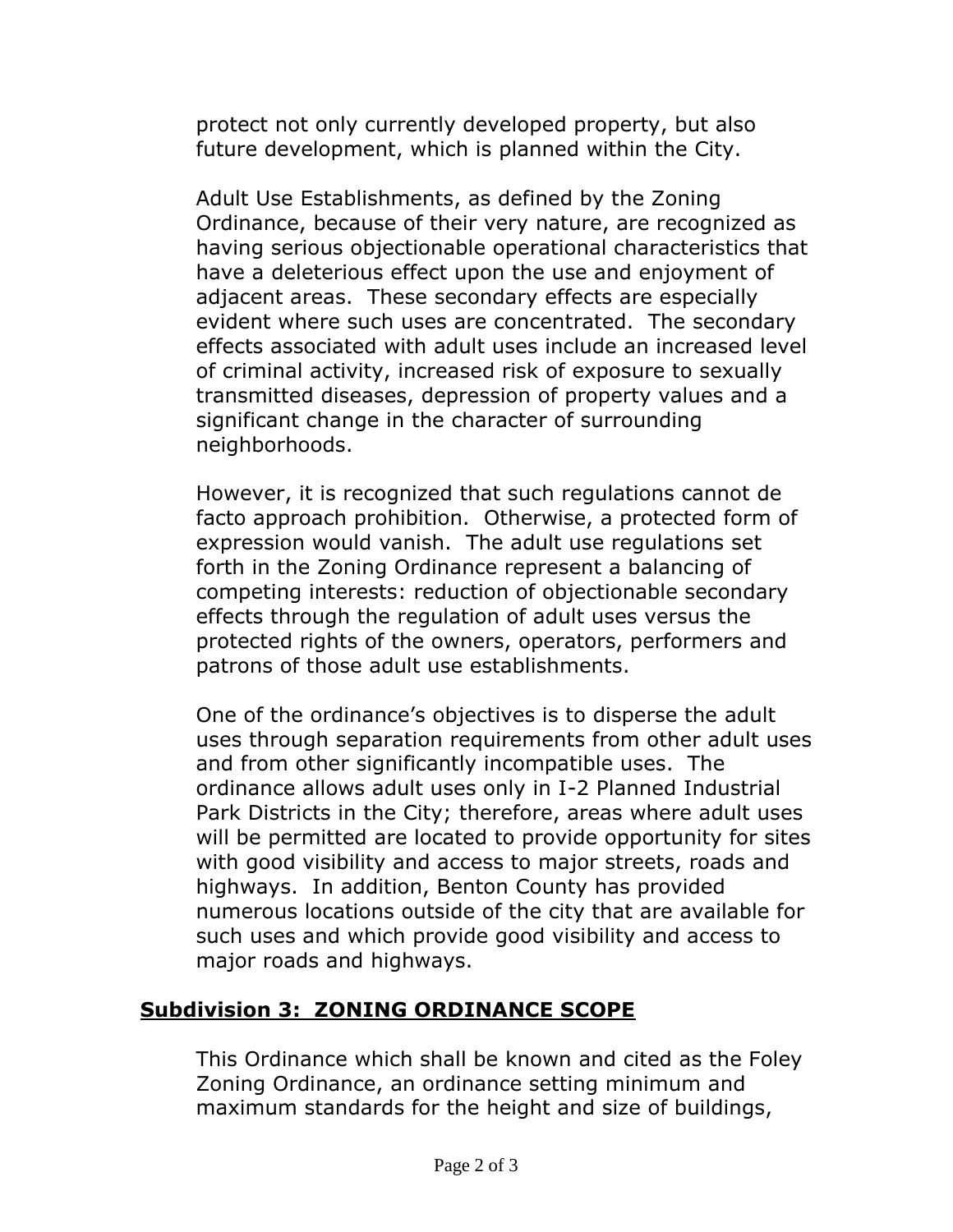protect not only currently developed property, but also future development, which is planned within the City.

Adult Use Establishments, as defined by the Zoning Ordinance, because of their very nature, are recognized as having serious objectionable operational characteristics that have a deleterious effect upon the use and enjoyment of adjacent areas. These secondary effects are especially evident where such uses are concentrated. The secondary effects associated with adult uses include an increased level of criminal activity, increased risk of exposure to sexually transmitted diseases, depression of property values and a significant change in the character of surrounding neighborhoods.

However, it is recognized that such regulations cannot de facto approach prohibition. Otherwise, a protected form of expression would vanish. The adult use regulations set forth in the Zoning Ordinance represent a balancing of competing interests: reduction of objectionable secondary effects through the regulation of adult uses versus the protected rights of the owners, operators, performers and patrons of those adult use establishments.

One of the ordinance's objectives is to disperse the adult uses through separation requirements from other adult uses and from other significantly incompatible uses. The ordinance allows adult uses only in I-2 Planned Industrial Park Districts in the City; therefore, areas where adult uses will be permitted are located to provide opportunity for sites with good visibility and access to major streets, roads and highways. In addition, Benton County has provided numerous locations outside of the city that are available for such uses and which provide good visibility and access to major roads and highways.

## <u>Subdivision 3: ZONING ORDINANCE SCOPE</u>

This Ordinance which shall be known and cited as the Foley Zoning Ordinance, an ordinance setting minimum and maximum standards for the height and size of buildings,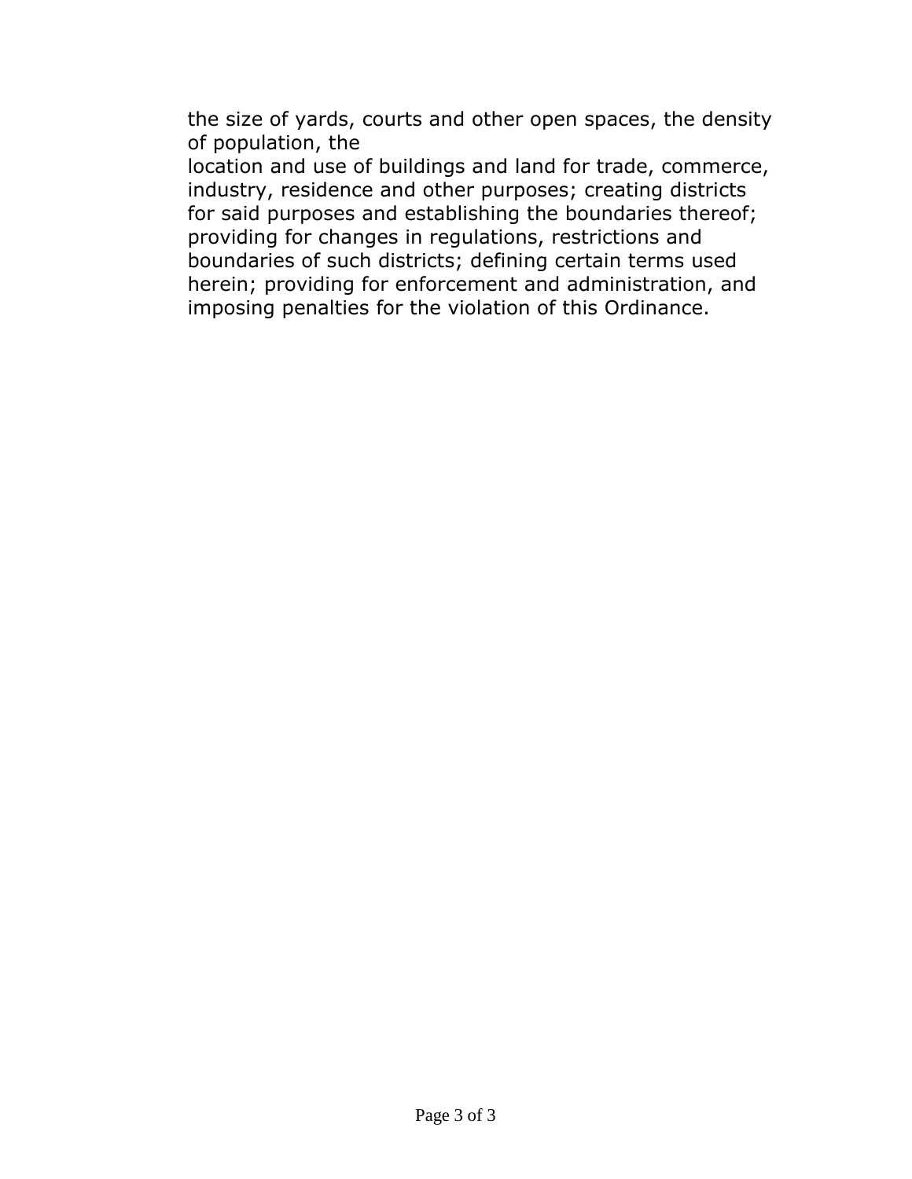the size of yards, courts and other open spaces, the density of population, the
location and use of buildings and land for trade, commerce, industry, residence and other purposes; creating districts for said purposes and establishing the boundaries thereof; providing for changes in regulations, restrictions and boundaries of such districts; defining certain terms used herein; providing for enforcement and administration, and imposing penalties for the violation of this Ordinance.